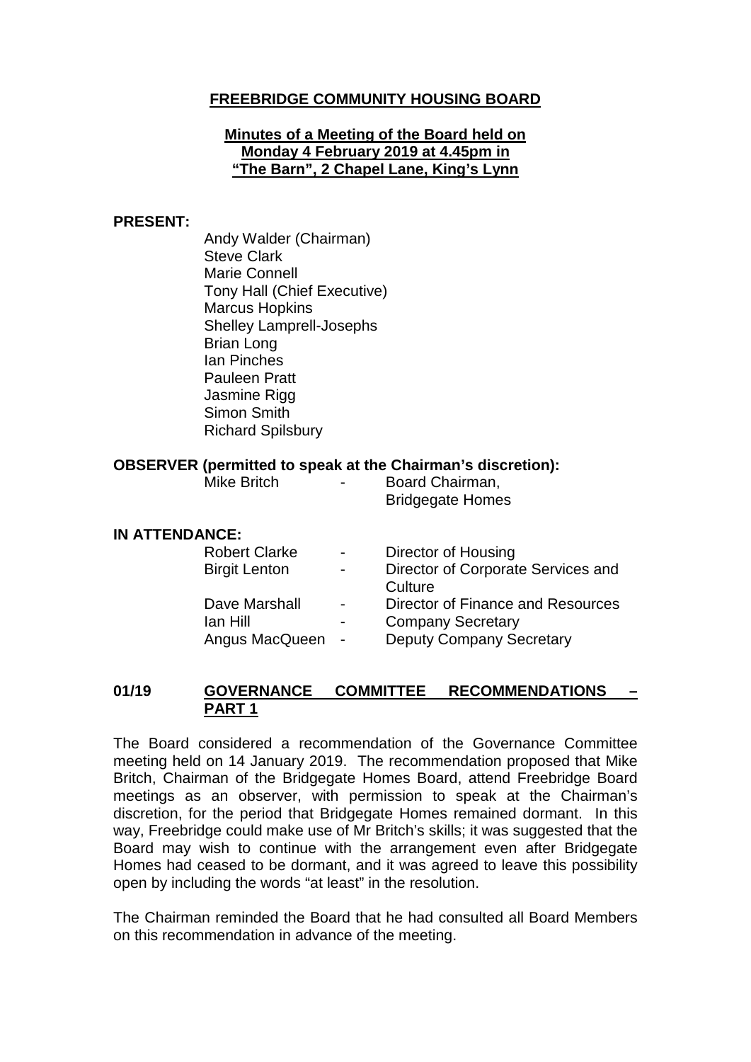# FREEBRIDGE COMMUNITY HOUSING BOARD

## Minutes of a Meeting of the Board held on Monday 4 February 2019 at 4.45pm in "The Barn", 2 Chapel Lane, King's Lynn

**PRESENT:**

Andy Walder (Chairman)
Steve Clark
Marie Connell
Tony Hall (Chief Executive)
Marcus Hopkins
Shelley Lamprell-Josephs
Brian Long
Ian Pinches
Pauleen Pratt
Jasmine Rigg
Simon Smith
Richard Spilsbury

**OBSERVER (permitted to speak at the Chairman's discretion):**

| | | |
|---|---|---|
| Mike Britch | - | Board Chairman, Bridgegate Homes |

**IN ATTENDANCE:**

| | | |
|---|---|---|
| Robert Clarke | - | Director of Housing |
| Birgit Lenton | - | Director of Corporate Services and Culture |
| Dave Marshall | - | Director of Finance and Resources |
| Ian Hill | - | Company Secretary |
| Angus MacQueen | - | Deputy Company Secretary |

### 01/19 GOVERNANCE COMMITTEE RECOMMENDATIONS – PART 1

The Board considered a recommendation of the Governance Committee meeting held on 14 January 2019. The recommendation proposed that Mike Britch, Chairman of the Bridgegate Homes Board, attend Freebridge Board meetings as an observer, with permission to speak at the Chairman's discretion, for the period that Bridgegate Homes remained dormant. In this way, Freebridge could make use of Mr Britch's skills; it was suggested that the Board may wish to continue with the arrangement even after Bridgegate Homes had ceased to be dormant, and it was agreed to leave this possibility open by including the words "at least" in the resolution.

The Chairman reminded the Board that he had consulted all Board Members on this recommendation in advance of the meeting.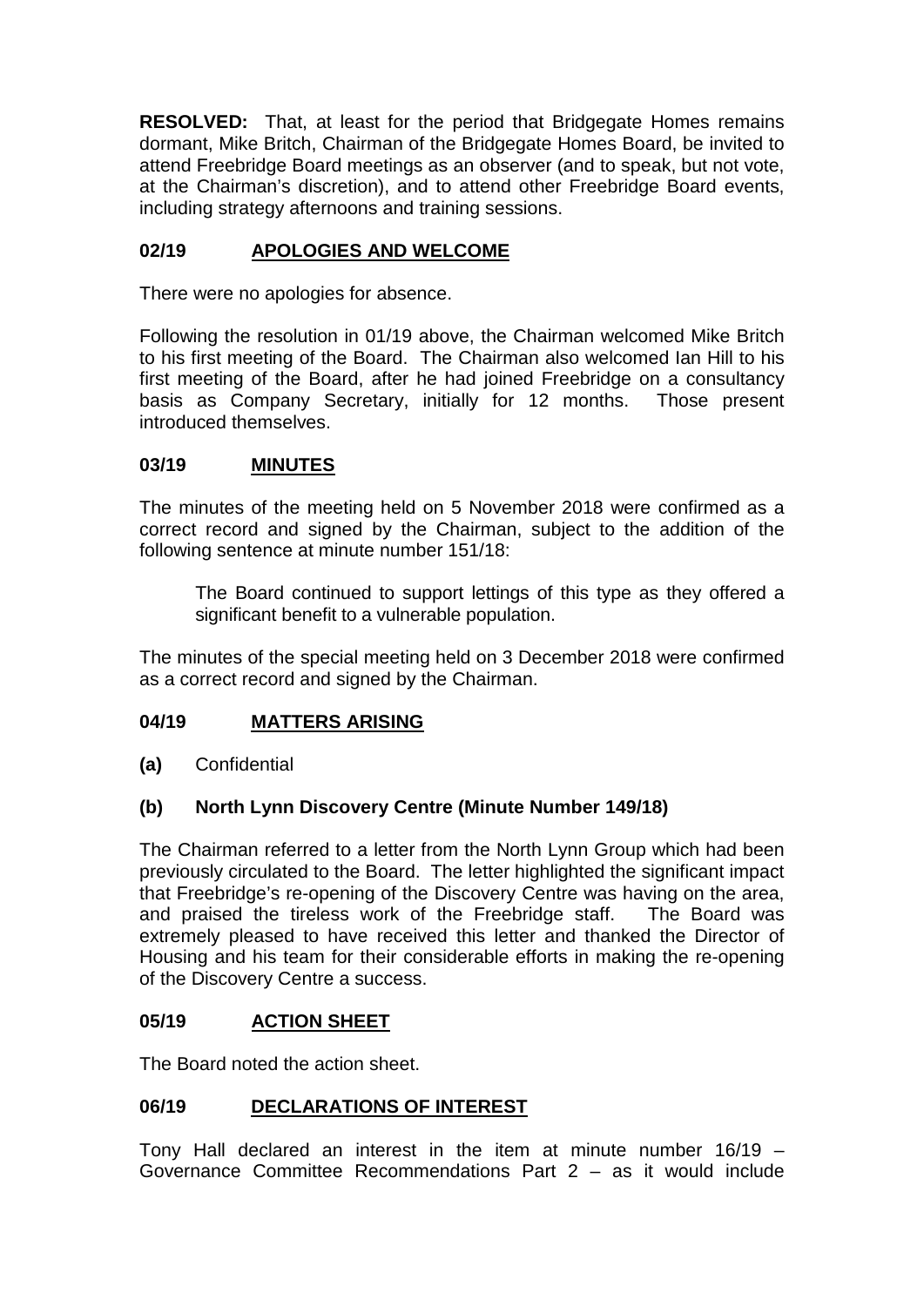**RESOLVED:** That, at least for the period that Bridgegate Homes remains dormant, Mike Britch, Chairman of the Bridgegate Homes Board, be invited to attend Freebridge Board meetings as an observer (and to speak, but not vote, at the Chairman's discretion), and to attend other Freebridge Board events, including strategy afternoons and training sessions.

## 02/19 APOLOGIES AND WELCOME

There were no apologies for absence.

Following the resolution in 01/19 above, the Chairman welcomed Mike Britch to his first meeting of the Board. The Chairman also welcomed Ian Hill to his first meeting of the Board, after he had joined Freebridge on a consultancy basis as Company Secretary, initially for 12 months. Those present introduced themselves.

## 03/19 MINUTES

The minutes of the meeting held on 5 November 2018 were confirmed as a correct record and signed by the Chairman, subject to the addition of the following sentence at minute number 151/18:

> The Board continued to support lettings of this type as they offered a significant benefit to a vulnerable population.

The minutes of the special meeting held on 3 December 2018 were confirmed as a correct record and signed by the Chairman.

## 04/19 MATTERS ARISING

**(a)** Confidential

### (b) North Lynn Discovery Centre (Minute Number 149/18)

The Chairman referred to a letter from the North Lynn Group which had been previously circulated to the Board. The letter highlighted the significant impact that Freebridge's re-opening of the Discovery Centre was having on the area, and praised the tireless work of the Freebridge staff. The Board was extremely pleased to have received this letter and thanked the Director of Housing and his team for their considerable efforts in making the re-opening of the Discovery Centre a success.

## 05/19 ACTION SHEET

The Board noted the action sheet.

## 06/19 DECLARATIONS OF INTEREST

Tony Hall declared an interest in the item at minute number 16/19 – Governance Committee Recommendations Part 2 – as it would include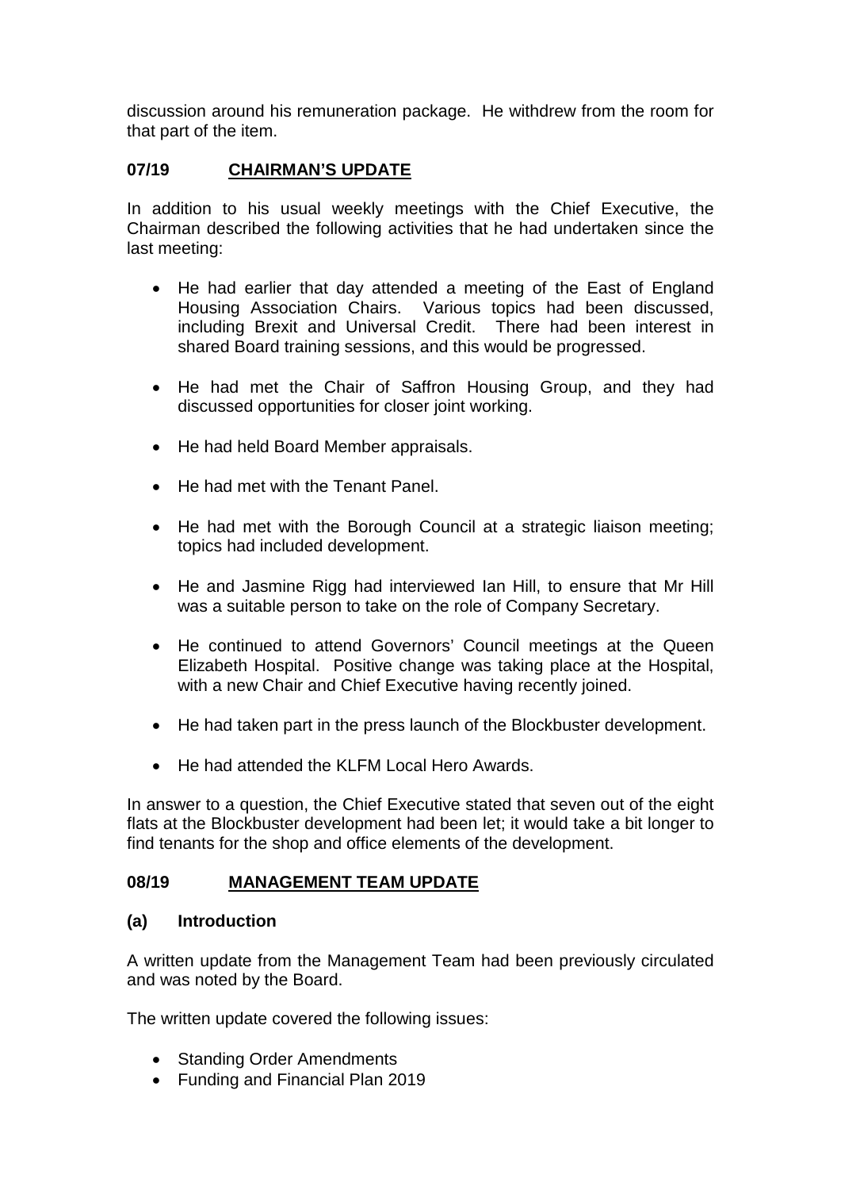discussion around his remuneration package. He withdrew from the room for that part of the item.

## 07/19 CHAIRMAN'S UPDATE

In addition to his usual weekly meetings with the Chief Executive, the Chairman described the following activities that he had undertaken since the last meeting:

- He had earlier that day attended a meeting of the East of England Housing Association Chairs. Various topics had been discussed, including Brexit and Universal Credit. There had been interest in shared Board training sessions, and this would be progressed.
- He had met the Chair of Saffron Housing Group, and they had discussed opportunities for closer joint working.
- He had held Board Member appraisals.
- He had met with the Tenant Panel.
- He had met with the Borough Council at a strategic liaison meeting; topics had included development.
- He and Jasmine Rigg had interviewed Ian Hill, to ensure that Mr Hill was a suitable person to take on the role of Company Secretary.
- He continued to attend Governors' Council meetings at the Queen Elizabeth Hospital. Positive change was taking place at the Hospital, with a new Chair and Chief Executive having recently joined.
- He had taken part in the press launch of the Blockbuster development.
- He had attended the KLFM Local Hero Awards.

In answer to a question, the Chief Executive stated that seven out of the eight flats at the Blockbuster development had been let; it would take a bit longer to find tenants for the shop and office elements of the development.

## 08/19 MANAGEMENT TEAM UPDATE

### (a) Introduction

A written update from the Management Team had been previously circulated and was noted by the Board.

The written update covered the following issues:

- Standing Order Amendments
- Funding and Financial Plan 2019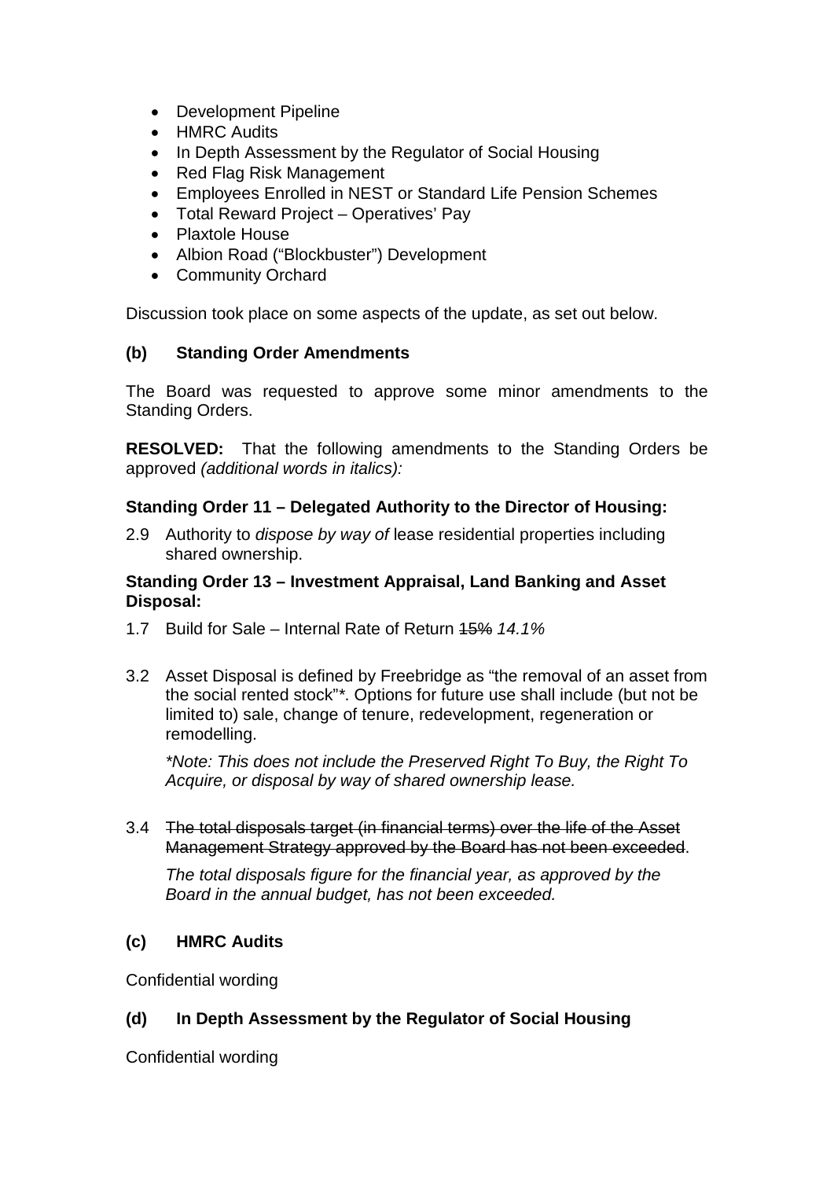- Development Pipeline
- HMRC Audits
- In Depth Assessment by the Regulator of Social Housing
- Red Flag Risk Management
- Employees Enrolled in NEST or Standard Life Pension Schemes
- Total Reward Project – Operatives' Pay
- Plaxtole House
- Albion Road ("Blockbuster") Development
- Community Orchard

Discussion took place on some aspects of the update, as set out below.

**(b) Standing Order Amendments**

The Board was requested to approve some minor amendments to the Standing Orders.

**RESOLVED:** That the following amendments to the Standing Orders be approved *(additional words in italics):*

**Standing Order 11 – Delegated Authority to the Director of Housing:**

2.9 Authority to *dispose by way of* lease residential properties including shared ownership.

**Standing Order 13 – Investment Appraisal, Land Banking and Asset Disposal:**

1.7 Build for Sale – Internal Rate of Return ~~15%~~ *14.1%*

3.2 Asset Disposal is defined by Freebridge as "the removal of an asset from the social rented stock"*. Options for future use shall include (but not be limited to) sale, change of tenure, redevelopment, regeneration or remodelling.

*\*Note: This does not include the Preserved Right To Buy, the Right To Acquire, or disposal by way of shared ownership lease.*

3.4 ~~The total disposals target (in financial terms) over the life of the Asset Management Strategy approved by the Board has not been exceeded~~.

*The total disposals figure for the financial year, as approved by the Board in the annual budget, has not been exceeded.*

**(c) HMRC Audits**

Confidential wording

**(d) In Depth Assessment by the Regulator of Social Housing**

Confidential wording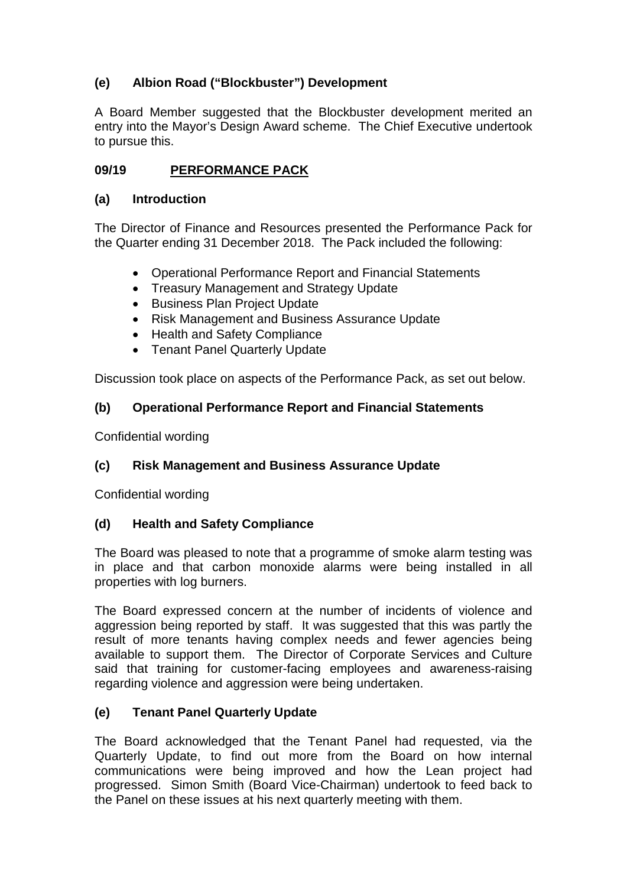### (e) Albion Road ("Blockbuster") Development

A Board Member suggested that the Blockbuster development merited an entry into the Mayor's Design Award scheme. The Chief Executive undertook to pursue this.

## 09/19 PERFORMANCE PACK

### (a) Introduction

The Director of Finance and Resources presented the Performance Pack for the Quarter ending 31 December 2018. The Pack included the following:

- Operational Performance Report and Financial Statements
- Treasury Management and Strategy Update
- Business Plan Project Update
- Risk Management and Business Assurance Update
- Health and Safety Compliance
- Tenant Panel Quarterly Update

Discussion took place on aspects of the Performance Pack, as set out below.

### (b) Operational Performance Report and Financial Statements

Confidential wording

### (c) Risk Management and Business Assurance Update

Confidential wording

### (d) Health and Safety Compliance

The Board was pleased to note that a programme of smoke alarm testing was in place and that carbon monoxide alarms were being installed in all properties with log burners.

The Board expressed concern at the number of incidents of violence and aggression being reported by staff. It was suggested that this was partly the result of more tenants having complex needs and fewer agencies being available to support them. The Director of Corporate Services and Culture said that training for customer-facing employees and awareness-raising regarding violence and aggression were being undertaken.

### (e) Tenant Panel Quarterly Update

The Board acknowledged that the Tenant Panel had requested, via the Quarterly Update, to find out more from the Board on how internal communications were being improved and how the Lean project had progressed. Simon Smith (Board Vice-Chairman) undertook to feed back to the Panel on these issues at his next quarterly meeting with them.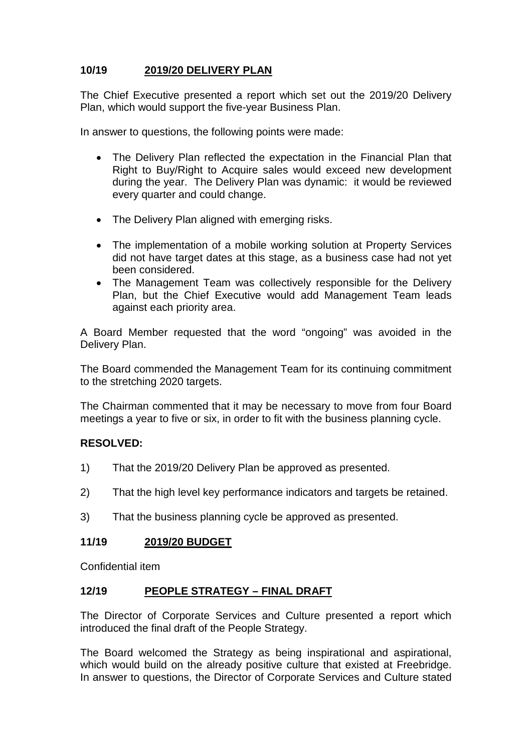## 10/19 2019/20 DELIVERY PLAN

The Chief Executive presented a report which set out the 2019/20 Delivery Plan, which would support the five-year Business Plan.

In answer to questions, the following points were made:

- The Delivery Plan reflected the expectation in the Financial Plan that Right to Buy/Right to Acquire sales would exceed new development during the year. The Delivery Plan was dynamic: it would be reviewed every quarter and could change.
- The Delivery Plan aligned with emerging risks.
- The implementation of a mobile working solution at Property Services did not have target dates at this stage, as a business case had not yet been considered.
- The Management Team was collectively responsible for the Delivery Plan, but the Chief Executive would add Management Team leads against each priority area.

A Board Member requested that the word "ongoing" was avoided in the Delivery Plan.

The Board commended the Management Team for its continuing commitment to the stretching 2020 targets.

The Chairman commented that it may be necessary to move from four Board meetings a year to five or six, in order to fit with the business planning cycle.

**RESOLVED:**

1) That the 2019/20 Delivery Plan be approved as presented.

2) That the high level key performance indicators and targets be retained.

3) That the business planning cycle be approved as presented.

## 11/19 2019/20 BUDGET

Confidential item

## 12/19 PEOPLE STRATEGY – FINAL DRAFT

The Director of Corporate Services and Culture presented a report which introduced the final draft of the People Strategy.

The Board welcomed the Strategy as being inspirational and aspirational, which would build on the already positive culture that existed at Freebridge. In answer to questions, the Director of Corporate Services and Culture stated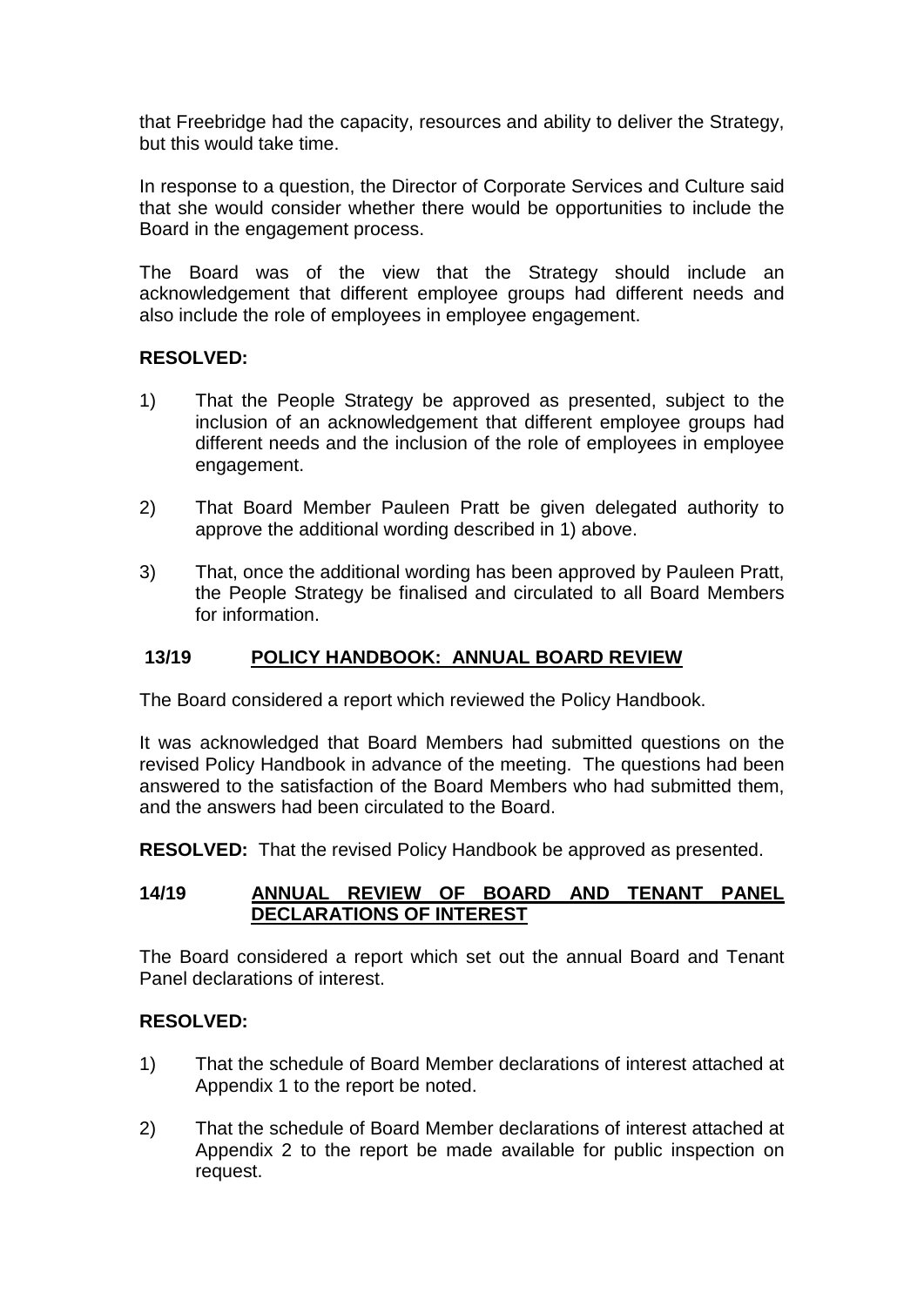that Freebridge had the capacity, resources and ability to deliver the Strategy, but this would take time.

In response to a question, the Director of Corporate Services and Culture said that she would consider whether there would be opportunities to include the Board in the engagement process.

The Board was of the view that the Strategy should include an acknowledgement that different employee groups had different needs and also include the role of employees in employee engagement.

**RESOLVED:**

1) That the People Strategy be approved as presented, subject to the inclusion of an acknowledgement that different employee groups had different needs and the inclusion of the role of employees in employee engagement.

2) That Board Member Pauleen Pratt be given delegated authority to approve the additional wording described in 1) above.

3) That, once the additional wording has been approved by Pauleen Pratt, the People Strategy be finalised and circulated to all Board Members for information.

## 13/19 POLICY HANDBOOK: ANNUAL BOARD REVIEW

The Board considered a report which reviewed the Policy Handbook.

It was acknowledged that Board Members had submitted questions on the revised Policy Handbook in advance of the meeting. The questions had been answered to the satisfaction of the Board Members who had submitted them, and the answers had been circulated to the Board.

**RESOLVED:** That the revised Policy Handbook be approved as presented.

## 14/19 ANNUAL REVIEW OF BOARD AND TENANT PANEL DECLARATIONS OF INTEREST

The Board considered a report which set out the annual Board and Tenant Panel declarations of interest.

**RESOLVED:**

1) That the schedule of Board Member declarations of interest attached at Appendix 1 to the report be noted.

2) That the schedule of Board Member declarations of interest attached at Appendix 2 to the report be made available for public inspection on request.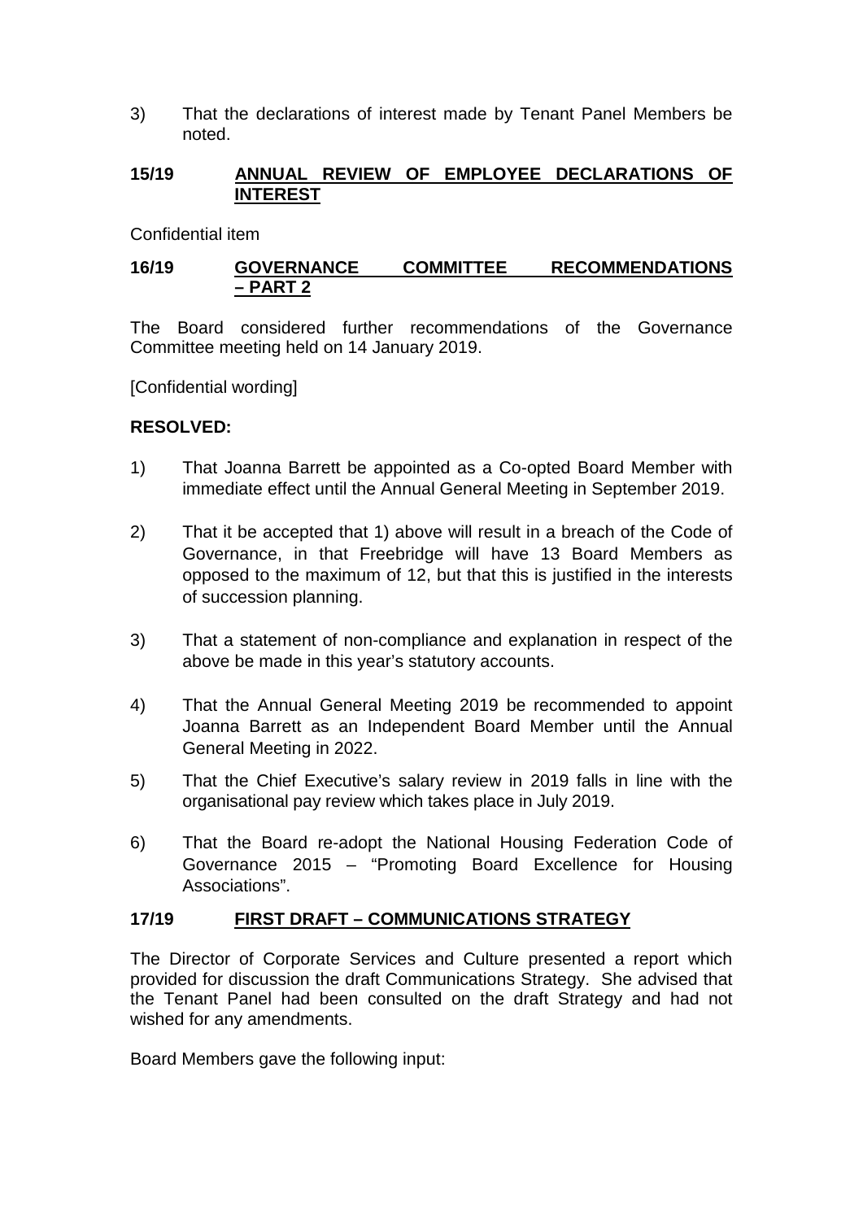3) That the declarations of interest made by Tenant Panel Members be noted.

## 15/19 ANNUAL REVIEW OF EMPLOYEE DECLARATIONS OF INTEREST

Confidential item

## 16/19 GOVERNANCE COMMITTEE RECOMMENDATIONS – PART 2

The Board considered further recommendations of the Governance Committee meeting held on 14 January 2019.

[Confidential wording]

**RESOLVED:**

1) That Joanna Barrett be appointed as a Co-opted Board Member with immediate effect until the Annual General Meeting in September 2019.

2) That it be accepted that 1) above will result in a breach of the Code of Governance, in that Freebridge will have 13 Board Members as opposed to the maximum of 12, but that this is justified in the interests of succession planning.

3) That a statement of non-compliance and explanation in respect of the above be made in this year's statutory accounts.

4) That the Annual General Meeting 2019 be recommended to appoint Joanna Barrett as an Independent Board Member until the Annual General Meeting in 2022.

5) That the Chief Executive's salary review in 2019 falls in line with the organisational pay review which takes place in July 2019.

6) That the Board re-adopt the National Housing Federation Code of Governance 2015 – "Promoting Board Excellence for Housing Associations".

## 17/19 FIRST DRAFT – COMMUNICATIONS STRATEGY

The Director of Corporate Services and Culture presented a report which provided for discussion the draft Communications Strategy. She advised that the Tenant Panel had been consulted on the draft Strategy and had not wished for any amendments.

Board Members gave the following input: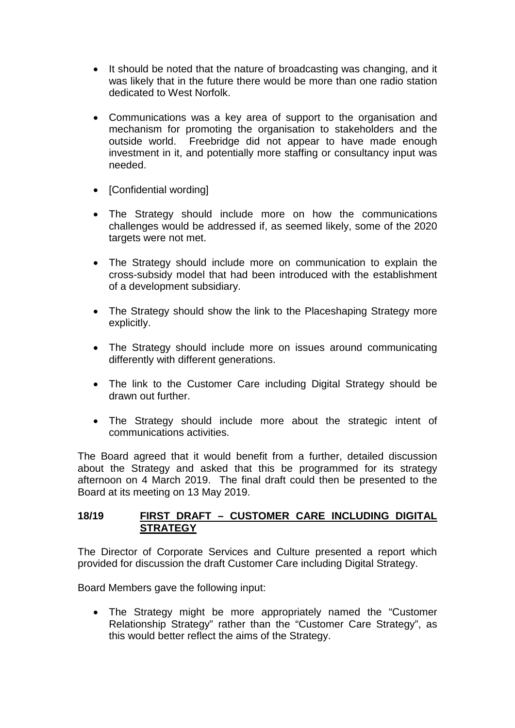- It should be noted that the nature of broadcasting was changing, and it was likely that in the future there would be more than one radio station dedicated to West Norfolk.

- Communications was a key area of support to the organisation and mechanism for promoting the organisation to stakeholders and the outside world. Freebridge did not appear to have made enough investment in it, and potentially more staffing or consultancy input was needed.

- [Confidential wording]

- The Strategy should include more on how the communications challenges would be addressed if, as seemed likely, some of the 2020 targets were not met.

- The Strategy should include more on communication to explain the cross-subsidy model that had been introduced with the establishment of a development subsidiary.

- The Strategy should show the link to the Placeshaping Strategy more explicitly.

- The Strategy should include more on issues around communicating differently with different generations.

- The link to the Customer Care including Digital Strategy should be drawn out further.

- The Strategy should include more about the strategic intent of communications activities.

The Board agreed that it would benefit from a further, detailed discussion about the Strategy and asked that this be programmed for its strategy afternoon on 4 March 2019. The final draft could then be presented to the Board at its meeting on 13 May 2019.

## 18/19 FIRST DRAFT – CUSTOMER CARE INCLUDING DIGITAL STRATEGY

The Director of Corporate Services and Culture presented a report which provided for discussion the draft Customer Care including Digital Strategy.

Board Members gave the following input:

- The Strategy might be more appropriately named the "Customer Relationship Strategy" rather than the "Customer Care Strategy", as this would better reflect the aims of the Strategy.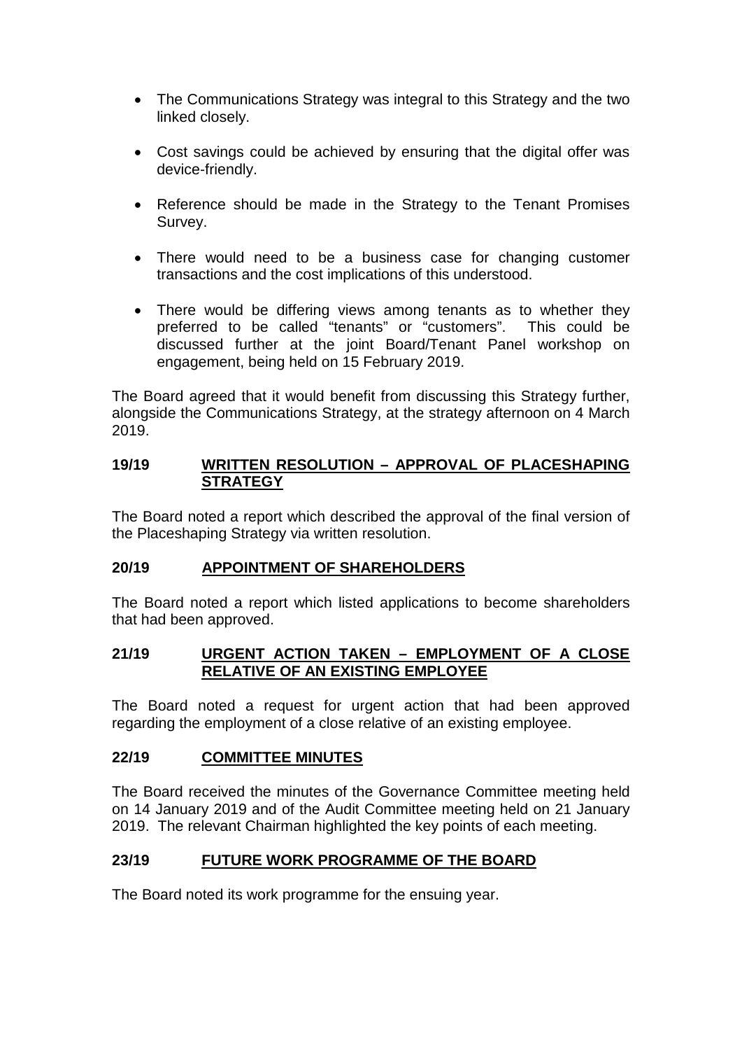- The Communications Strategy was integral to this Strategy and the two linked closely.

- Cost savings could be achieved by ensuring that the digital offer was device-friendly.

- Reference should be made in the Strategy to the Tenant Promises Survey.

- There would need to be a business case for changing customer transactions and the cost implications of this understood.

- There would be differing views among tenants as to whether they preferred to be called "tenants" or "customers". This could be discussed further at the joint Board/Tenant Panel workshop on engagement, being held on 15 February 2019.

The Board agreed that it would benefit from discussing this Strategy further, alongside the Communications Strategy, at the strategy afternoon on 4 March 2019.

## 19/19 WRITTEN RESOLUTION – APPROVAL OF PLACESHAPING STRATEGY

The Board noted a report which described the approval of the final version of the Placeshaping Strategy via written resolution.

## 20/19 APPOINTMENT OF SHAREHOLDERS

The Board noted a report which listed applications to become shareholders that had been approved.

## 21/19 URGENT ACTION TAKEN – EMPLOYMENT OF A CLOSE RELATIVE OF AN EXISTING EMPLOYEE

The Board noted a request for urgent action that had been approved regarding the employment of a close relative of an existing employee.

## 22/19 COMMITTEE MINUTES

The Board received the minutes of the Governance Committee meeting held on 14 January 2019 and of the Audit Committee meeting held on 21 January 2019. The relevant Chairman highlighted the key points of each meeting.

## 23/19 FUTURE WORK PROGRAMME OF THE BOARD

The Board noted its work programme for the ensuing year.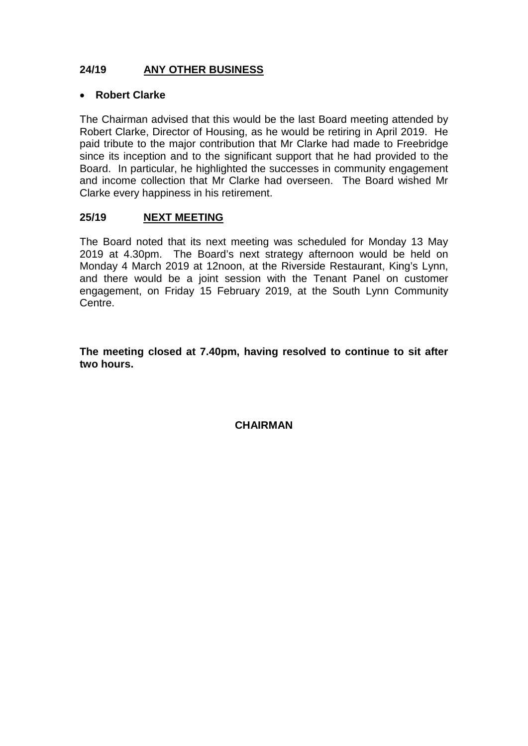## 24/19 ANY OTHER BUSINESS

- **Robert Clarke**

The Chairman advised that this would be the last Board meeting attended by Robert Clarke, Director of Housing, as he would be retiring in April 2019. He paid tribute to the major contribution that Mr Clarke had made to Freebridge since its inception and to the significant support that he had provided to the Board. In particular, he highlighted the successes in community engagement and income collection that Mr Clarke had overseen. The Board wished Mr Clarke every happiness in his retirement.

## 25/19 NEXT MEETING

The Board noted that its next meeting was scheduled for Monday 13 May 2019 at 4.30pm. The Board's next strategy afternoon would be held on Monday 4 March 2019 at 12noon, at the Riverside Restaurant, King's Lynn, and there would be a joint session with the Tenant Panel on customer engagement, on Friday 15 February 2019, at the South Lynn Community Centre.

**The meeting closed at 7.40pm, having resolved to continue to sit after two hours.**

**CHAIRMAN**